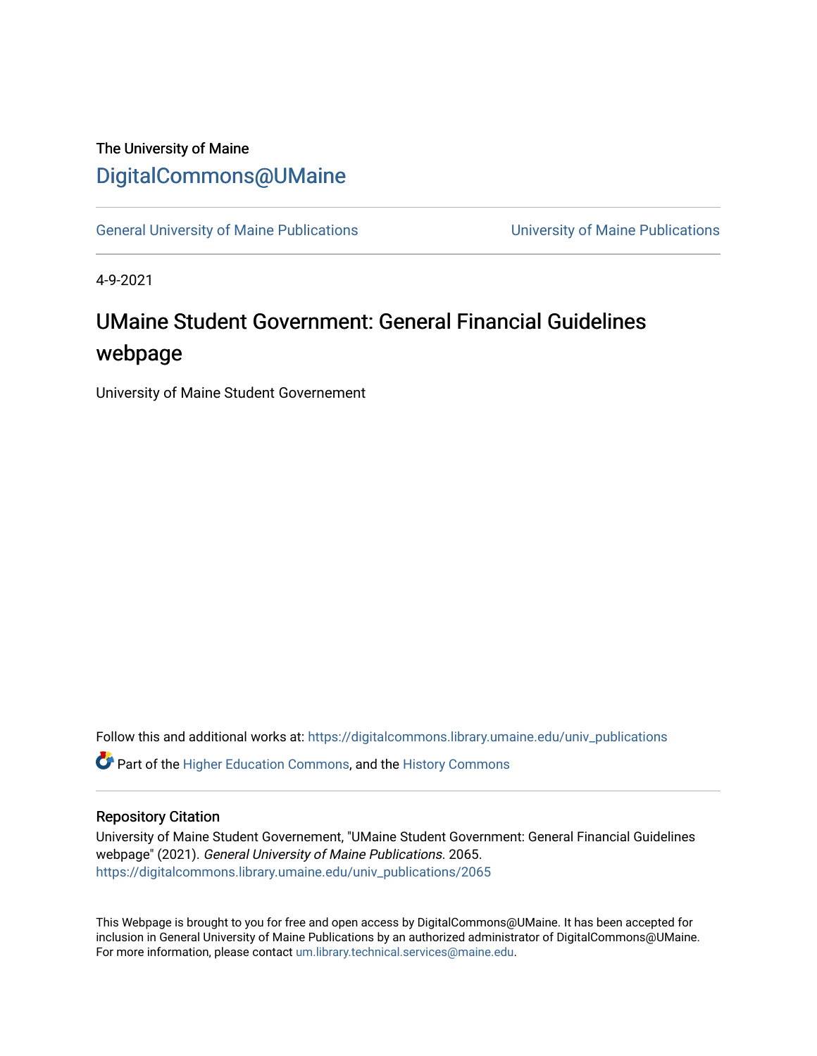The University of Maine

# DigitalCommons@UMaine

General University of Maine Publications | University of Maine Publications

4-9-2021

# UMaine Student Government: General Financial Guidelines webpage

University of Maine Student Governement

Follow this and additional works at: https://digitalcommons.library.umaine.edu/univ_publications

Part of the Higher Education Commons, and the History Commons

## Repository Citation

University of Maine Student Governement, "UMaine Student Government: General Financial Guidelines webpage" (2021). *General University of Maine Publications*. 2065.
https://digitalcommons.library.umaine.edu/univ_publications/2065

This Webpage is brought to you for free and open access by DigitalCommons@UMaine. It has been accepted for inclusion in General University of Maine Publications by an authorized administrator of DigitalCommons@UMaine. For more information, please contact um.library.technical.services@maine.edu.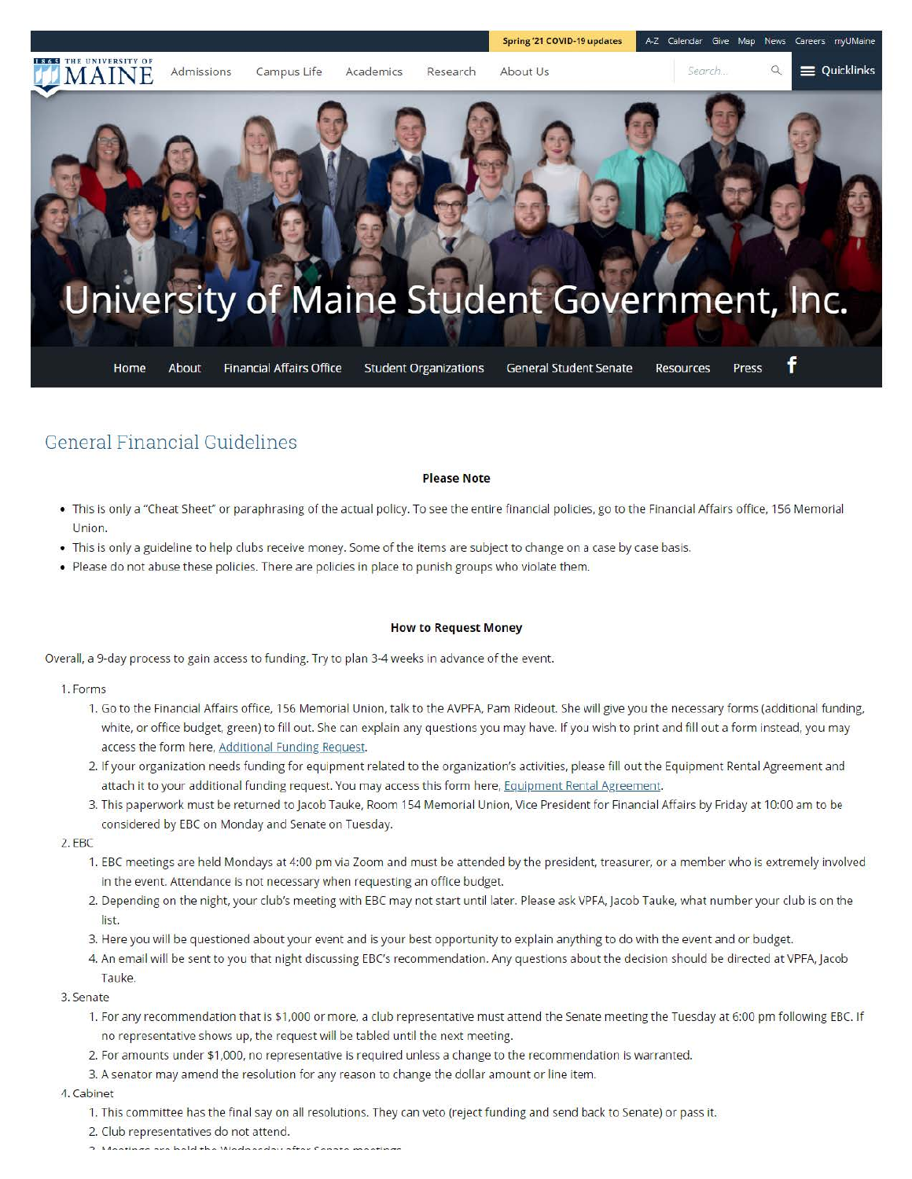Spring '21 COVID-19 updates | A-Z | Calendar | Give | Map | News | Careers | myUMaine

THE UNIVERSITY OF MAINE | Admissions | Campus Life | Academics | Research | About Us | Quicklinks

# University of Maine Student Government, Inc.

Home | About | Financial Affairs Office | Student Organizations | General Student Senate | Resources | Press

## General Financial Guidelines

**Please Note**

- This is only a "Cheat Sheet" or paraphrasing of the actual policy. To see the entire financial policies, go to the Financial Affairs office, 156 Memorial Union.
- This is only a guideline to help clubs receive money. Some of the items are subject to change on a case by case basis.
- Please do not abuse these policies. There are policies in place to punish groups who violate them.

**How to Request Money**

Overall, a 9-day process to gain access to funding. Try to plan 3-4 weeks in advance of the event.

1. Forms
   1. Go to the Financial Affairs office, 156 Memorial Union, talk to the AVPFA, Pam Rideout. She will give you the necessary forms (additional funding, white, or office budget, green) to fill out. She can explain any questions you may have. If you wish to print and fill out a form instead, you may access the form here, Additional Funding Request.
   2. If your organization needs funding for equipment related to the organization's activities, please fill out the Equipment Rental Agreement and attach it to your additional funding request. You may access this form here, Equipment Rental Agreement.
   3. This paperwork must be returned to Jacob Tauke, Room 154 Memorial Union, Vice President for Financial Affairs by Friday at 10:00 am to be considered by EBC on Monday and Senate on Tuesday.
2. EBC
   1. EBC meetings are held Mondays at 4:00 pm via Zoom and must be attended by the president, treasurer, or a member who is extremely involved in the event. Attendance is not necessary when requesting an office budget.
   2. Depending on the night, your club's meeting with EBC may not start until later. Please ask VPFA, Jacob Tauke, what number your club is on the list.
   3. Here you will be questioned about your event and is your best opportunity to explain anything to do with the event and or budget.
   4. An email will be sent to you that night discussing EBC's recommendation. Any questions about the decision should be directed at VPFA, Jacob Tauke.
3. Senate
   1. For any recommendation that is $1,000 or more, a club representative must attend the Senate meeting the Tuesday at 6:00 pm following EBC. If no representative shows up, the request will be tabled until the next meeting.
   2. For amounts under $1,000, no representative is required unless a change to the recommendation is warranted.
   3. A senator may amend the resolution for any reason to change the dollar amount or line item.
4. Cabinet
   1. This committee has the final say on all resolutions. They can veto (reject funding and send back to Senate) or pass it.
   2. Club representatives do not attend.
   3. Meetings are held the Wednesday after Senate meetings.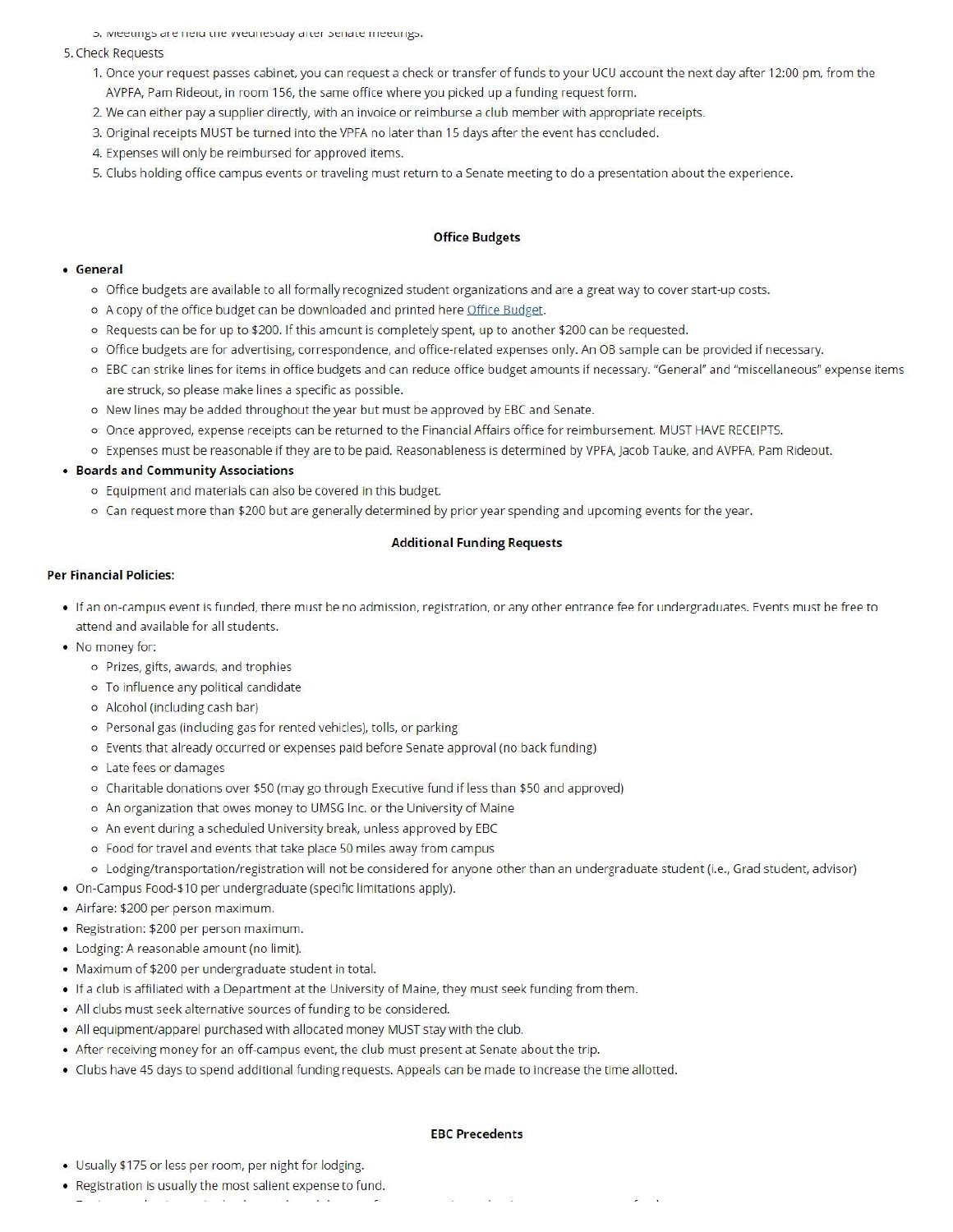3. Meetings are held the Wednesday after Senate meetings.

5. Check Requests
   1. Once your request passes cabinet, you can request a check or transfer of funds to your UCU account the next day after 12:00 pm, from the AVPFA, Pam Rideout, in room 156, the same office where you picked up a funding request form.
   2. We can either pay a supplier directly, with an invoice or reimburse a club member with appropriate receipts.
   3. Original receipts MUST be turned into the VPFA no later than 15 days after the event has concluded.
   4. Expenses will only be reimbursed for approved items.
   5. Clubs holding office campus events or traveling must return to a Senate meeting to do a presentation about the experience.

**Office Budgets**

- **General**
  - Office budgets are available to all formally recognized student organizations and are a great way to cover start-up costs.
  - A copy of the office budget can be downloaded and printed here Office Budget.
  - Requests can be for up to $200. If this amount is completely spent, up to another $200 can be requested.
  - Office budgets are for advertising, correspondence, and office-related expenses only. An OB sample can be provided if necessary.
  - EBC can strike lines for items in office budgets and can reduce office budget amounts if necessary. "General" and "miscellaneous" expense items are struck, so please make lines a specific as possible.
  - New lines may be added throughout the year but must be approved by EBC and Senate.
  - Once approved, expense receipts can be returned to the Financial Affairs office for reimbursement. MUST HAVE RECEIPTS.
  - Expenses must be reasonable if they are to be paid. Reasonableness is determined by VPFA, Jacob Tauke, and AVPFA, Pam Rideout.
- **Boards and Community Associations**
  - Equipment and materials can also be covered in this budget.
  - Can request more than $200 but are generally determined by prior year spending and upcoming events for the year.

**Additional Funding Requests**

**Per Financial Policies:**

- If an on-campus event is funded, there must be no admission, registration, or any other entrance fee for undergraduates. Events must be free to attend and available for all students.
- No money for:
  - Prizes, gifts, awards, and trophies
  - To influence any political candidate
  - Alcohol (including cash bar)
  - Personal gas (including gas for rented vehicles), tolls, or parking
  - Events that already occurred or expenses paid before Senate approval (no back funding)
  - Late fees or damages
  - Charitable donations over $50 (may go through Executive fund if less than $50 and approved)
  - An organization that owes money to UMSG Inc. or the University of Maine
  - An event during a scheduled University break, unless approved by EBC
  - Food for travel and events that take place 50 miles away from campus
  - Lodging/transportation/registration will not be considered for anyone other than an undergraduate student (i.e., Grad student, advisor)
- On-Campus Food-$10 per undergraduate (specific limitations apply).
- Airfare: $200 per person maximum.
- Registration: $200 per person maximum.
- Lodging: A reasonable amount (no limit).
- Maximum of $200 per undergraduate student in total.
- If a club is affiliated with a Department at the University of Maine, they must seek funding from them.
- All clubs must seek alternative sources of funding to be considered.
- All equipment/apparel purchased with allocated money MUST stay with the club.
- After receiving money for an off-campus event, the club must present at Senate about the trip.
- Clubs have 45 days to spend additional funding requests. Appeals can be made to increase the time allotted.

**EBC Precedents**

- Usually $175 or less per room, per night for lodging.
- Registration is usually the most salient expense to fund.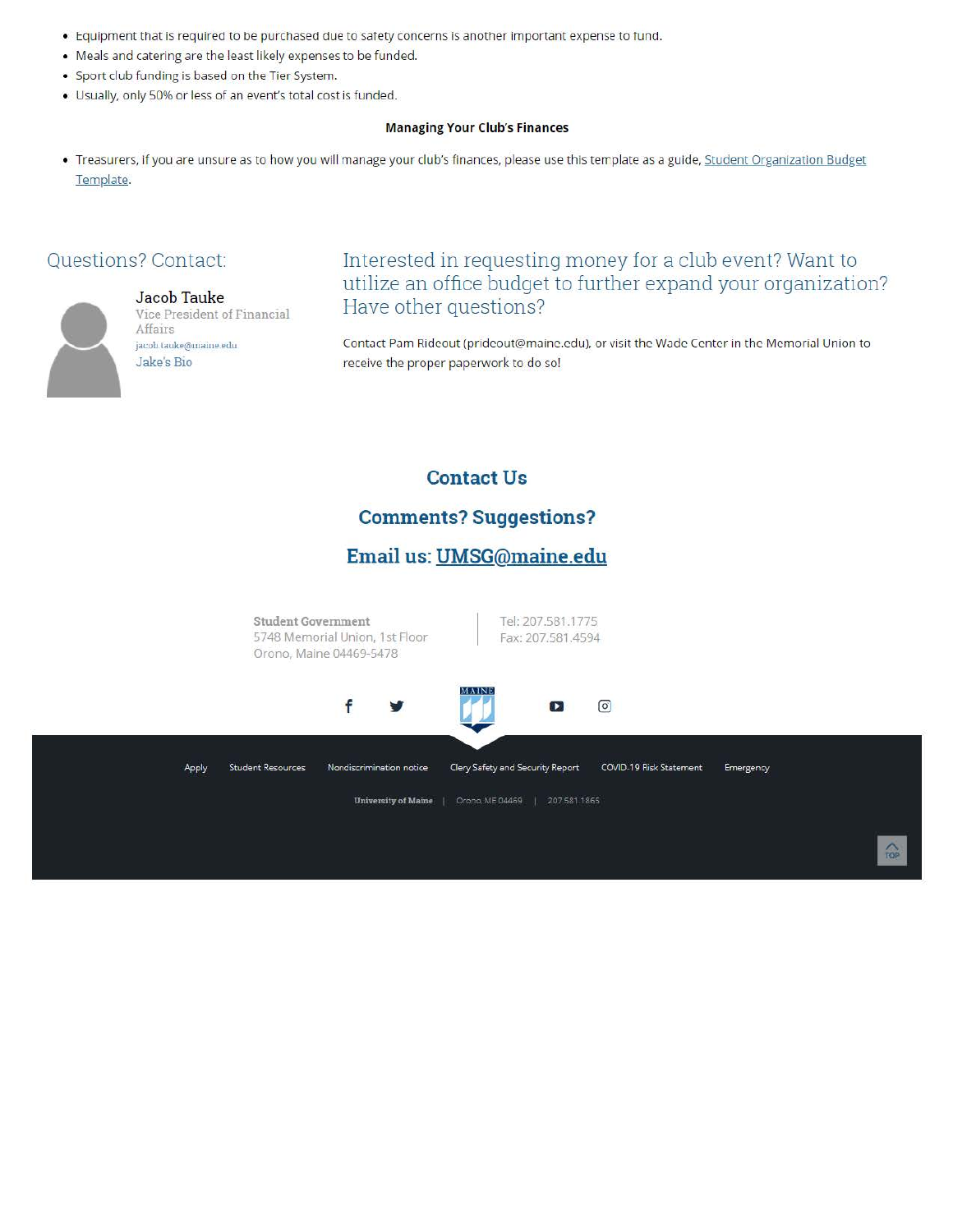- Equipment that is required to be purchased due to safety concerns is another important expense to fund.
- Meals and catering are the least likely expenses to be funded.
- Sport club funding is based on the Tier System.
- Usually, only 50% or less of an event's total cost is funded.

**Managing Your Club's Finances**

- Treasurers, if you are unsure as to how you will manage your club's finances, please use this template as a guide, Student Organization Budget Template.

## Questions? Contact:

Jacob Tauke
Vice President of Financial Affairs
jacob.tauke@maine.edu
Jake's Bio

## Interested in requesting money for a club event? Want to utilize an office budget to further expand your organization? Have other questions?

Contact Pam Rideout (prideout@maine.edu), or visit the Wade Center in the Memorial Union to receive the proper paperwork to do so!

## Contact Us

## Comments? Suggestions?

## Email us: UMSG@maine.edu

**Student Government**
5748 Memorial Union, 1st Floor
Orono, Maine 04469-5478

Tel: 207.581.1775
Fax: 207.581.4594

Apply | Student Resources | Nondiscrimination notice | Clery Safety and Security Report | COVID-19 Risk Statement | Emergency

**University of Maine** | Orono, ME 04469 | 207.581.1865